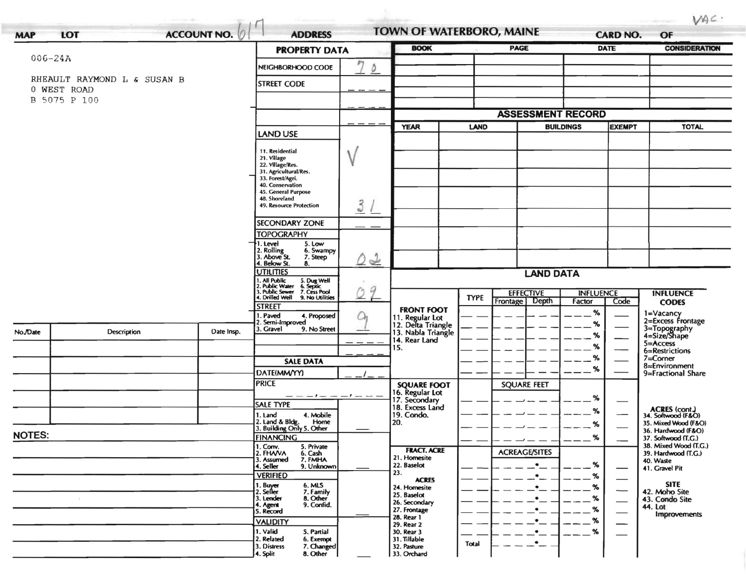VAC.

MAP LOT ACCOUNT NO. 617 ADDRESS TOWN OF WATERBORO, MAINE CARD NO. OF

006-24A

RHEAULT RAYMOND L & SUSAN B
0 WEST ROAD
B 5075 P 100

**PROPERTY DATA**

| | |
|---|---|
| NEIGHBORHOOD CODE | 70 |
| STREET CODE | |
| LAND USE | V |
| 11. Residential<br>21. Village<br>22. Village/Res.<br>31. Agricultural/Res.<br>33. Forest/Agri.<br>40. Conservation<br>45. General Purpose<br>48. Shoreland<br>49. Resource Protection | 31 |
| SECONDARY ZONE | |
| TOPOGRAPHY<br>1. Level 5. Low<br>2. Rolling 6. Swampy<br>3. Above St. 7. Steep<br>4. Below St. 8. | 02 |
| UTILITIES<br>1. All Public 5. Dug Well<br>2. Public Water 6. Septic<br>3. Public Sewer 7. Cess Pool<br>4. Drilled Well 9. No Utilities | 09 |
| STREET<br>1. Paved 4. Proposed<br>2. Semi-Improved<br>3. Gravel 9. No Street | 9 |

**SALE DATA**

| | |
|---|---|
| DATE(MM/YY) | |
| PRICE | |
| SALE TYPE<br>1. Land 4. Mobile Home<br>2. Land & Bldg. 5. Other<br>3. Building Only | |
| FINANCING<br>1. Conv. 5. Private<br>2. FHA/VA 6. Cash<br>3. Assumed 7. FMHA<br>4. Seller 9. Unknown | |
| VERIFIED<br>1. Buyer 6. MLS<br>2. Seller 7. Family<br>3. Lender 8. Other<br>4. Agent 9. Confid.<br>5. Record | |
| VALIDITY<br>1. Valid 5. Partial<br>2. Related 6. Exempt<br>3. Distress 7. Changed<br>4. Split 8. Other | |

| BOOK | PAGE | DATE | CONSIDERATION |
|---|---|---|---|
| | | | |
| | | | |
| | | | |
| | | | |
| | | | |

**ASSESSMENT RECORD**

| YEAR | LAND | BUILDINGS | EXEMPT | TOTAL |
|---|---|---|---|---|
| | | | | |
| | | | | |
| | | | | |
| | | | | |
| | | | | |
| | | | | |
| | | | | |

**LAND DATA**

| | TYPE | EFFECTIVE Frontage | EFFECTIVE Depth | INFLUENCE Factor | INFLUENCE Code |
|---|---|---|---|---|---|
| **FRONT FOOT**<br>11. Regular Lot<br>12. Delta Triangle<br>13. Nabla Triangle<br>14. Rear Land<br>15. | | | | % | |
| **SQUARE FOOT**<br>16. Regular Lot<br>17. Secondary<br>18. Excess Land<br>19. Condo.<br>20. | | SQUARE FEET | | % | |
| **FRACT. ACRE**<br>21. Homesite<br>22. Baselot<br>23.<br>**ACRES**<br>24. Homesite<br>25. Baselot<br>26. Secondary<br>27. Frontage<br>28. Rear 1<br>29. Rear 2<br>30. Rear 3<br>31. Tillable<br>32. Pasture<br>33. Orchard | Total | ACREAGE/SITES | | % | |

**INFLUENCE CODES**
1=Vacancy
2=Excess Frontage
3=Topography
4=Size/Shape
5=Access
6=Restrictions
7=Corner
8=Environment
9=Fractional Share

**ACRES (cont.)**
34. Softwood (F&O)
35. Mixed Wood (F&O)
36. Hardwood (F&O)
37. Softwood (T.G.)
38. Mixed Wood (T.G.)
39. Hardwood (T.G.)
40. Waste
41. Gravel Pit

**SITE**
42. Moho Site
43. Condo Site
44. Lot Improvements

| No./Date | Description | Date Insp. |
|---|---|---|
| | | |
| | | |
| | | |
| | | |
| | | |

NOTES: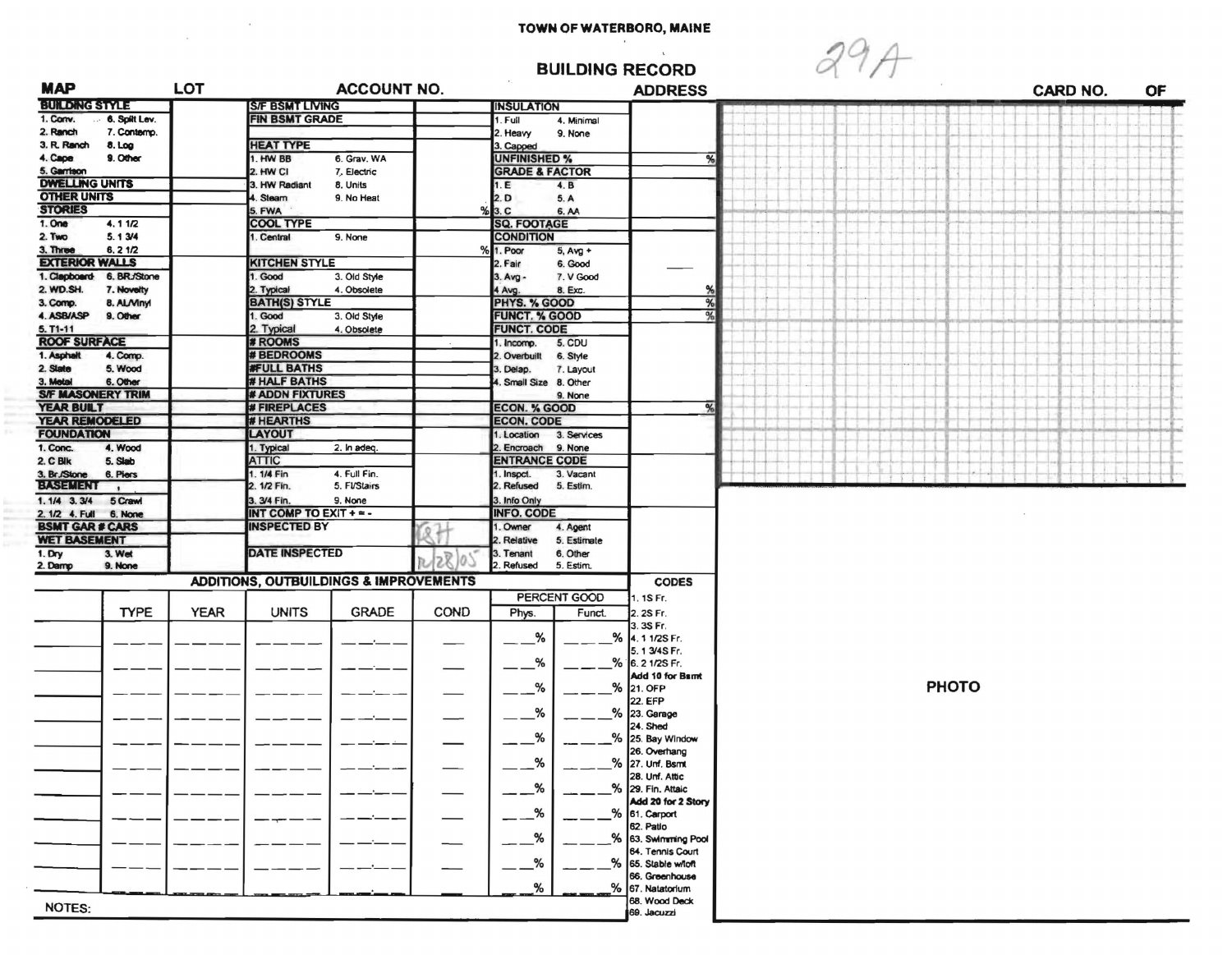TOWN OF WATERBORO, MAINE

29A

# BUILDING RECORD

MAP | LOT | ACCOUNT NO. | ADDRESS | CARD NO. | OF

| | | | | | |
|---|---|---|---|---|---|
| **BUILDING STYLE**<br>1. Conv. 6. Split Lev.<br>2. Ranch 7. Contemp.<br>3. R. Ranch 8. Log<br>4. Cape 9. Other<br>5. Garrison | | **S/F BSMT LIVING** | | **INSULATION**<br>1. Full 4. Minimal<br>2. Heavy 9. None<br>3. Capped | |
| **DWELLING UNITS** | | **FIN BSMT GRADE** | | **UNFINISHED %** | % |
| **OTHER UNITS** | | **HEAT TYPE**<br>1. HW BB 6. Grav. WA<br>2. HW CI 7. Electric<br>3. HW Radiant 8. Units<br>4. Steam 9. No Heat<br>5. FWA | % | **GRADE & FACTOR**<br>1. E 4. B<br>2. D 5. A<br>3. C 6. AA | |
| **STORIES**<br>1. One 4. 1 1/2<br>2. Two 5. 1 3/4<br>3. Three 6. 2 1/2 | | **COOL TYPE**<br>1. Central 9. None | % | **SQ. FOOTAGE** | |
| **EXTERIOR WALLS**<br>1. Clapboard 6. BR./Stone<br>2. WD.SH. 7. Novelty<br>3. Comp. 8. AL/Vinyl<br>4. ASB/ASP 9. Other<br>5. T1-11 | | **KITCHEN STYLE**<br>1. Good 3. Old Style<br>2. Typical 4. Obsolete | | **CONDITION**<br>1. Poor 5. Avg +<br>2. Fair 6. Good<br>3. Avg - 7. V Good<br>4 Avg. 8. Exc. | |
| | | **BATH(S) STYLE**<br>1. Good 3. Old Style<br>2. Typical 4. Obsolete | | **PHYS. % GOOD** | % |
| | | | | **FUNCT. % GOOD** | % |
| **ROOF SURFACE**<br>1. Asphalt 4. Comp.<br>2. Slate 5. Wood<br>3. Metal 6. Other | | **# ROOMS** | | **FUNCT. CODE**<br>1. Incomp. 5. CDU<br>2. Overbuilt 6. Style<br>3. Delap. 7. Layout<br>4. Small Size 8. Other<br>9. None | |
| | | **# BEDROOMS** | | | |
| | | **#FULL BATHS** | | | |
| | | **# HALF BATHS** | | | |
| **S/F MASONERY TRIM** | | **# ADDN FIXTURES** | | | |
| **YEAR BUILT** | | **# FIREPLACES** | | **ECON. % GOOD** | % |
| **YEAR REMODELED** | | **# HEARTHS** | | **ECON. CODE**<br>1. Location 3. Services<br>2. Encroach 9. None | |
| **FOUNDATION**<br>1. Conc. 4. Wood<br>2. C Blk 5. Slab<br>3. Br./Stone 6. Piers | | **LAYOUT**<br>1. Typical 2. In adeq. | | | |
| | | **ATTIC**<br>1. 1/4 Fin 4. Full Fin.<br>2. 1/2 Fin. 5. Fl/Stairs<br>3. 3/4 Fin. 9. None | | **ENTRANCE CODE**<br>1. Inspct. 3. Vacant<br>2. Refused 5. Estim.<br>3. Info Only | |
| **BASEMENT**<br>1. 1/4 3. 3/4 5 Crawl<br>2. 1/2 4. Full 6. None | | **INT COMP TO EXIT + = -** | | **INFO. CODE**<br>1. Owner 4. Agent<br>2. Relative 5. Estimate<br>3. Tenant 6. Other<br>2. Refused 5. Estim. | |
| **BSMT GAR # CARS** | | **INSPECTED BY** | KGH | | |
| **WET BASEMENT**<br>1. Dry 3. Wet<br>2. Damp 9. None | | **DATE INSPECTED** | 12/28/05 | | |

## ADDITIONS, OUTBUILDINGS & IMPROVEMENTS

| | TYPE | YEAR | UNITS | GRADE | COND | PERCENT GOOD Phys. | PERCENT GOOD Funct. |
|---|---|---|---|---|---|---|---|
| | | | | | | % | % |
| | | | | | | % | % |
| | | | | | | % | % |
| | | | | | | % | % |
| | | | | | | % | % |
| | | | | | | % | % |
| | | | | | | % | % |
| | | | | | | % | % |
| | | | | | | % | % |
| | | | | | | % | % |
| | | | | | | % | % |

NOTES:

**CODES**
1. 1S Fr.
2. 2S Fr.
3. 3S Fr.
4. 1 1/2S Fr.
5. 1 3/4S Fr.
6. 2 1/2S Fr.
Add 10 for Bsmt
21. OFP
22. EFP
23. Garage
24. Shed
25. Bay Window
26. Overhang
27. Unf. Bsmt
28. Unf. Attic
29. Fin. Attaic
Add 20 for 2 Story
61. Carport
62. Patio
63. Swimming Pool
64. Tennis Court
65. Stable w/loft
66. Greenhouse
67. Natatorium
68. Wood Deck
69. Jacuzzi

PHOTO